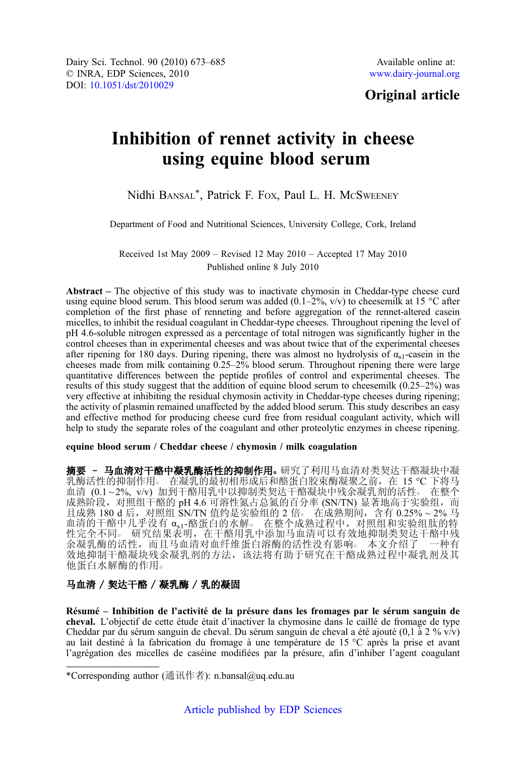Original article

# Inhibition of rennet activity in cheese using equine blood serum

Nidhi BANSAL*, Patrick F. FOX, Paul L. H. MCSWEENEY

Department of Food and Nutritional Sciences, University College, Cork, Ireland

Received 1st May 2009 – Revised 12 May 2010 – Accepted 17 May 2010
Published online 8 July 2010

**Abstract** – The objective of this study was to inactivate chymosin in Cheddar-type cheese curd using equine blood serum. This blood serum was added (0.1–2%, v/v) to cheesemilk at 15 °C after completion of the first phase of renneting and before aggregation of the rennet-altered casein micelles, to inhibit the residual coagulant in Cheddar-type cheeses. Throughout ripening the level of pH 4.6-soluble nitrogen expressed as a percentage of total nitrogen was significantly higher in the control cheeses than in experimental cheeses and was about twice that of the experimental cheeses after ripening for 180 days. During ripening, there was almost no hydrolysis of $\alpha_{s1}$-casein in the cheeses made from milk containing 0.25–2% blood serum. Throughout ripening there were large quantitative differences between the peptide profiles of control and experimental cheeses. The results of this study suggest that the addition of equine blood serum to cheesemilk (0.25–2%) was very effective at inhibiting the residual chymosin activity in Cheddar-type cheeses during ripening; the activity of plasmin remained unaffected by the added blood serum. This study describes an easy and effective method for producing cheese curd free from residual coagulant activity, which will help to study the separate roles of the coagulant and other proteolytic enzymes in cheese ripening.

**equine blood serum / Cheddar cheese / chymosin / milk coagulation**

**摘要 – 马血清对干酪中凝乳酶活性的抑制作用。**研究了利用马血清对类契达干酪凝块中凝乳酶活性的抑制作用。 在凝乳的最初相形成后和酪蛋白胶束酶凝聚之前，在 15 °C 下将马血清 (0.1 ~ 2%, v/v) 加到干酪用乳中以抑制类契达干酪凝块中残余凝乳剂的活性。 在整个成熟阶段，对照组干酪的 pH 4.6 可溶性氮占总氮的百分率 (SN/TN) 显著地高于实验组，而且成熟 180 d 后，对照组 SN/TN 值约是实验组的 2 倍。 在成熟期间，含有 0.25% ~ 2% 马血清的干酪中几乎没有 $\alpha_{s1}$-酪蛋白的水解。 在整个成熟过程中，对照组和实验组肽的特性完全不同。 研究结果表明，在干酪用乳中添加马血清可以有效地抑制类契达干酪中残余凝乳酶的活性，而且马血清对血纤维蛋白溶酶的活性没有影响。 本文介绍了 一种有效地抑制干酪凝块残余凝乳剂的方法，该法将有助于研究在干酪成熟过程中凝乳剂及其他蛋白水解酶的作用。

**马血清 / 契达干酪 / 凝乳酶 / 乳的凝固**

**Résumé – Inhibition de l'activité de la présure dans les fromages par le sérum sanguin de cheval.** L'objectif de cette étude était d'inactiver la chymosine dans le caillé de fromage de type Cheddar par du sérum sanguin de cheval. Du sérum sanguin de cheval a été ajouté (0,1 à 2 % v/v) au lait destiné à la fabrication du fromage à une température de 15 °C après la prise et avant l'agrégation des micelles de caséine modifiées par la présure, afin d'inhiber l'agent coagulant

*Corresponding author (通讯作者): n.bansal@uq.edu.au

Article published by EDP Sciences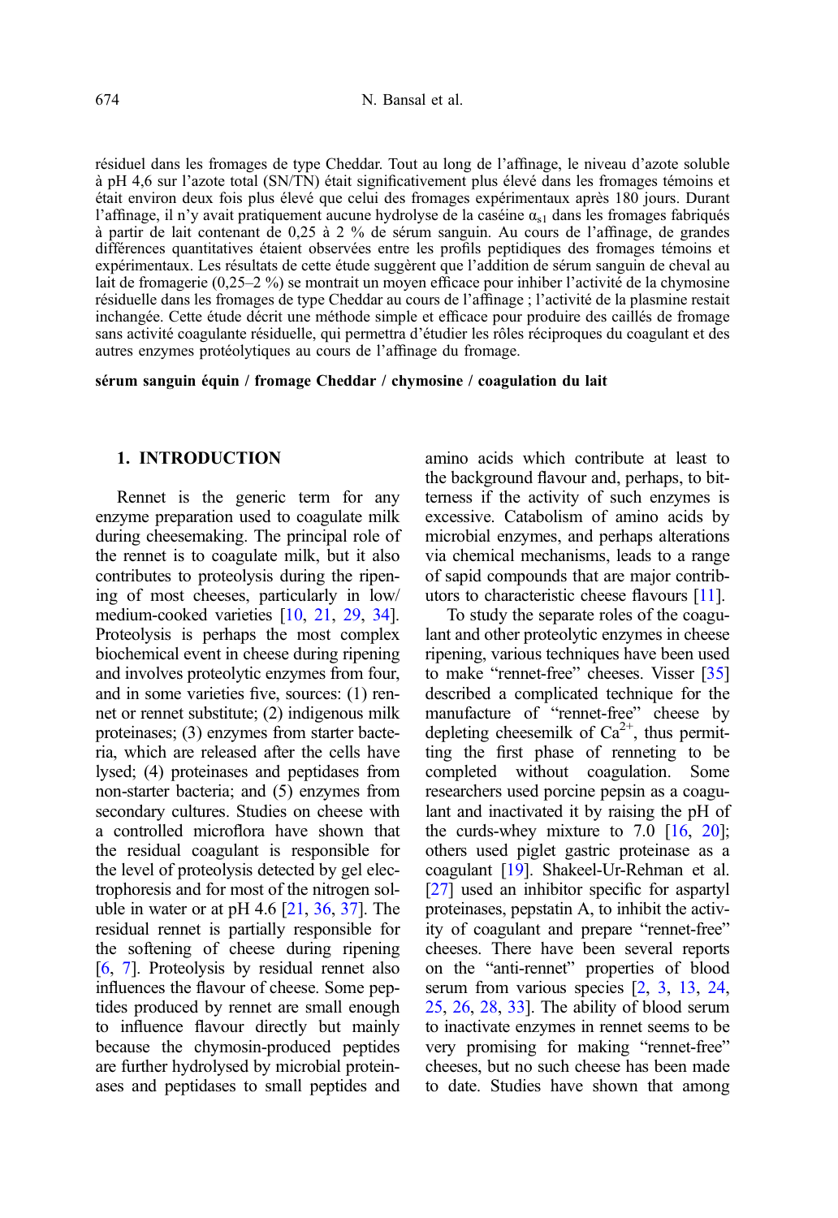résiduel dans les fromages de type Cheddar. Tout au long de l'affinage, le niveau d'azote soluble à pH 4,6 sur l'azote total (SN/TN) était significativement plus élevé dans les fromages témoins et était environ deux fois plus élevé que celui des fromages expérimentaux après 180 jours. Durant l'affinage, il n'y avait pratiquement aucune hydrolyse de la caséine $\alpha_{s1}$ dans les fromages fabriqués à partir de lait contenant de 0,25 à 2 % de sérum sanguin. Au cours de l'affinage, de grandes différences quantitatives étaient observées entre les profils peptidiques des fromages témoins et expérimentaux. Les résultats de cette étude suggèrent que l'addition de sérum sanguin de cheval au lait de fromagerie (0,25–2 %) se montrait un moyen efficace pour inhiber l'activité de la chymosine résiduelle dans les fromages de type Cheddar au cours de l'affinage ; l'activité de la plasmine restait inchangée. Cette étude décrit une méthode simple et efficace pour produire des caillés de fromage sans activité coagulante résiduelle, qui permettra d'étudier les rôles réciproques du coagulant et des autres enzymes protéolytiques au cours de l'affinage du fromage.

**sérum sanguin équin / fromage Cheddar / chymosine / coagulation du lait**

## 1. INTRODUCTION

Rennet is the generic term for any enzyme preparation used to coagulate milk during cheesemaking. The principal role of the rennet is to coagulate milk, but it also contributes to proteolysis during the ripening of most cheeses, particularly in low/medium-cooked varieties [10, 21, 29, 34]. Proteolysis is perhaps the most complex biochemical event in cheese during ripening and involves proteolytic enzymes from four, and in some varieties five, sources: (1) rennet or rennet substitute; (2) indigenous milk proteinases; (3) enzymes from starter bacteria, which are released after the cells have lysed; (4) proteinases and peptidases from non-starter bacteria; and (5) enzymes from secondary cultures. Studies on cheese with a controlled microflora have shown that the residual coagulant is responsible for the level of proteolysis detected by gel electrophoresis and for most of the nitrogen soluble in water or at pH 4.6 [21, 36, 37]. The residual rennet is partially responsible for the softening of cheese during ripening [6, 7]. Proteolysis by residual rennet also influences the flavour of cheese. Some peptides produced by rennet are small enough to influence flavour directly but mainly because the chymosin-produced peptides are further hydrolysed by microbial proteinases and peptidases to small peptides and amino acids which contribute at least to the background flavour and, perhaps, to bitterness if the activity of such enzymes is excessive. Catabolism of amino acids by microbial enzymes, and perhaps alterations via chemical mechanisms, leads to a range of sapid compounds that are major contributors to characteristic cheese flavours [11].

To study the separate roles of the coagulant and other proteolytic enzymes in cheese ripening, various techniques have been used to make "rennet-free" cheeses. Visser [35] described a complicated technique for the manufacture of "rennet-free" cheese by depleting cheesemilk of $Ca^{2+}$, thus permitting the first phase of renneting to be completed without coagulation. Some researchers used porcine pepsin as a coagulant and inactivated it by raising the pH of the curds-whey mixture to 7.0 [16, 20]; others used piglet gastric proteinase as a coagulant [19]. Shakeel-Ur-Rehman et al. [27] used an inhibitor specific for aspartyl proteinases, pepstatin A, to inhibit the activity of coagulant and prepare "rennet-free" cheeses. There have been several reports on the "anti-rennet" properties of blood serum from various species [2, 3, 13, 24, 25, 26, 28, 33]. The ability of blood serum to inactivate enzymes in rennet seems to be very promising for making "rennet-free" cheeses, but no such cheese has been made to date. Studies have shown that among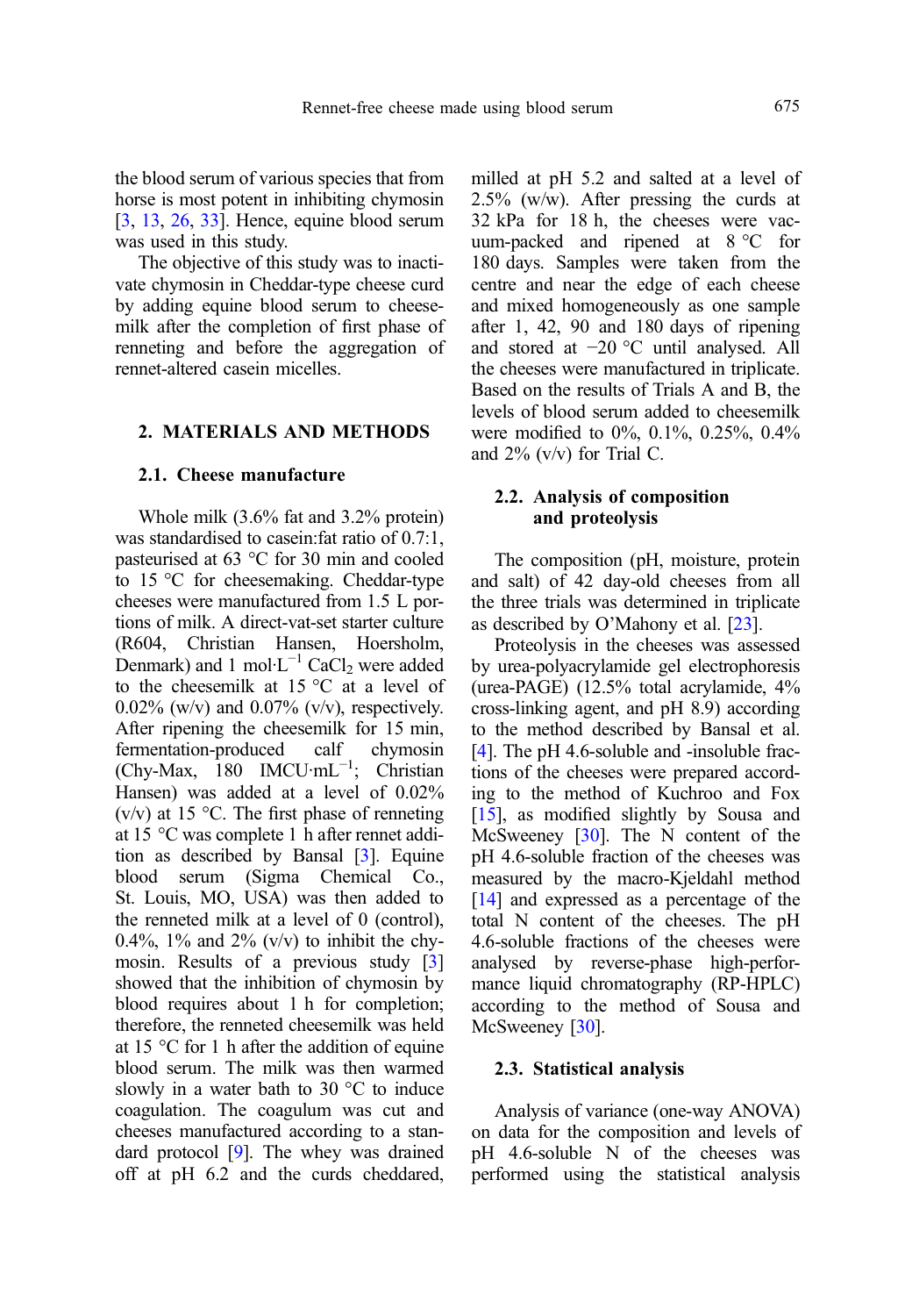the blood serum of various species that from horse is most potent in inhibiting chymosin [3, 13, 26, 33]. Hence, equine blood serum was used in this study.

The objective of this study was to inactivate chymosin in Cheddar-type cheese curd by adding equine blood serum to cheesemilk after the completion of first phase of renneting and before the aggregation of rennet-altered casein micelles.

## 2. MATERIALS AND METHODS

### 2.1. Cheese manufacture

Whole milk (3.6% fat and 3.2% protein) was standardised to casein:fat ratio of 0.7:1, pasteurised at 63 °C for 30 min and cooled to 15 °C for cheesemaking. Cheddar-type cheeses were manufactured from 1.5 L portions of milk. A direct-vat-set starter culture (R604, Christian Hansen, Hoersholm, Denmark) and 1 mol·L$^{-1}$ $CaCl_2$ were added to the cheesemilk at 15 °C at a level of 0.02% (w/v) and 0.07% (v/v), respectively. After ripening the cheesemilk for 15 min, fermentation-produced calf chymosin (Chy-Max, 180 IMCU·mL$^{-1}$; Christian Hansen) was added at a level of 0.02% (v/v) at 15 °C. The first phase of renneting at 15 °C was complete 1 h after rennet addition as described by Bansal [3]. Equine blood serum (Sigma Chemical Co., St. Louis, MO, USA) was then added to the renneted milk at a level of 0 (control), 0.4%, 1% and 2% (v/v) to inhibit the chymosin. Results of a previous study [3] showed that the inhibition of chymosin by blood requires about 1 h for completion; therefore, the renneted cheesemilk was held at 15 °C for 1 h after the addition of equine blood serum. The milk was then warmed slowly in a water bath to 30 °C to induce coagulation. The coagulum was cut and cheeses manufactured according to a standard protocol [9]. The whey was drained off at pH 6.2 and the curds cheddared, milled at pH 5.2 and salted at a level of 2.5% (w/w). After pressing the curds at 32 kPa for 18 h, the cheeses were vacuum-packed and ripened at 8 °C for 180 days. Samples were taken from the centre and near the edge of each cheese and mixed homogeneously as one sample after 1, 42, 90 and 180 days of ripening and stored at −20 °C until analysed. All the cheeses were manufactured in triplicate. Based on the results of Trials A and B, the levels of blood serum added to cheesemilk were modified to 0%, 0.1%, 0.25%, 0.4% and 2% (v/v) for Trial C.

### 2.2. Analysis of composition and proteolysis

The composition (pH, moisture, protein and salt) of 42 day-old cheeses from all the three trials was determined in triplicate as described by O'Mahony et al. [23].

Proteolysis in the cheeses was assessed by urea-polyacrylamide gel electrophoresis (urea-PAGE) (12.5% total acrylamide, 4% cross-linking agent, and pH 8.9) according to the method described by Bansal et al. [4]. The pH 4.6-soluble and -insoluble fractions of the cheeses were prepared according to the method of Kuchroo and Fox [15], as modified slightly by Sousa and McSweeney [30]. The N content of the pH 4.6-soluble fraction of the cheeses was measured by the macro-Kjeldahl method [14] and expressed as a percentage of the total N content of the cheeses. The pH 4.6-soluble fractions of the cheeses were analysed by reverse-phase high-performance liquid chromatography (RP-HPLC) according to the method of Sousa and McSweeney [30].

### 2.3. Statistical analysis

Analysis of variance (one-way ANOVA) on data for the composition and levels of pH 4.6-soluble N of the cheeses was performed using the statistical analysis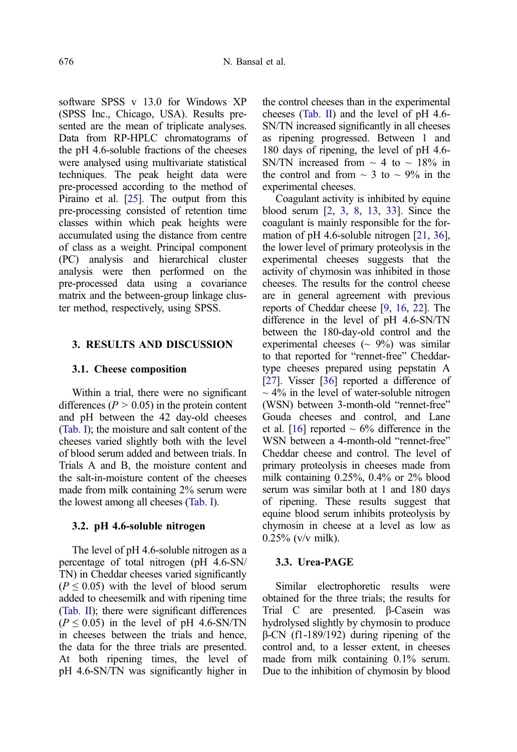software SPSS v 13.0 for Windows XP (SPSS Inc., Chicago, USA). Results presented are the mean of triplicate analyses. Data from RP-HPLC chromatograms of the pH 4.6-soluble fractions of the cheeses were analysed using multivariate statistical techniques. The peak height data were pre-processed according to the method of Piraino et al. [25]. The output from this pre-processing consisted of retention time classes within which peak heights were accumulated using the distance from centre of class as a weight. Principal component (PC) analysis and hierarchical cluster analysis were then performed on the pre-processed data using a covariance matrix and the between-group linkage cluster method, respectively, using SPSS.

## 3. RESULTS AND DISCUSSION

### 3.1. Cheese composition

Within a trial, there were no significant differences ($P > 0.05$) in the protein content and pH between the 42 day-old cheeses (Tab. I); the moisture and salt content of the cheeses varied slightly both with the level of blood serum added and between trials. In Trials A and B, the moisture content and the salt-in-moisture content of the cheeses made from milk containing 2% serum were the lowest among all cheeses (Tab. I).

### 3.2. pH 4.6-soluble nitrogen

The level of pH 4.6-soluble nitrogen as a percentage of total nitrogen (pH 4.6-SN/TN) in Cheddar cheeses varied significantly ($P \leq 0.05$) with the level of blood serum added to cheesemilk and with ripening time (Tab. II); there were significant differences ($P \leq 0.05$) in the level of pH 4.6-SN/TN in cheeses between the trials and hence, the data for the three trials are presented. At both ripening times, the level of pH 4.6-SN/TN was significantly higher in the control cheeses than in the experimental cheeses (Tab. II) and the level of pH 4.6-SN/TN increased significantly in all cheeses as ripening progressed. Between 1 and 180 days of ripening, the level of pH 4.6-SN/TN increased from ~ 4 to ~ 18% in the control and from ~ 3 to ~ 9% in the experimental cheeses.

Coagulant activity is inhibited by equine blood serum [2, 3, 8, 13, 33]. Since the coagulant is mainly responsible for the formation of pH 4.6-soluble nitrogen [21, 36], the lower level of primary proteolysis in the experimental cheeses suggests that the activity of chymosin was inhibited in those cheeses. The results for the control cheeses are in general agreement with previous reports of Cheddar cheese [9, 16, 22]. The difference in the level of pH 4.6-SN/TN between the 180-day-old control and the experimental cheeses (~ 9%) was similar to that reported for "rennet-free" Cheddar-type cheeses prepared using pepstatin A [27]. Visser [36] reported a difference of ~ 4% in the level of water-soluble nitrogen (WSN) between 3-month-old "rennet-free" Gouda cheeses and control, and Lane et al. [16] reported ~ 6% difference in the WSN between a 4-month-old "rennet-free" Cheddar cheese and control. The level of primary proteolysis in cheeses made from milk containing 0.25%, 0.4% or 2% blood serum was similar both at 1 and 180 days of ripening. These results suggest that equine blood serum inhibits proteolysis by chymosin in cheese at a level as low as 0.25% (v/v milk).

### 3.3. Urea-PAGE

Similar electrophoretic results were obtained for the three trials; the results for Trial C are presented. β-Casein was hydrolysed slightly by chymosin to produce β-CN (f1-189/192) during ripening of the control and, to a lesser extent, in cheeses made from milk containing 0.1% serum. Due to the inhibition of chymosin by blood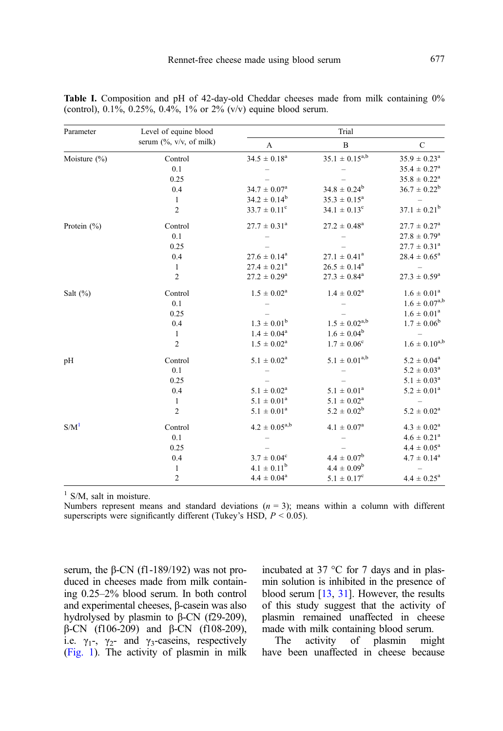**Table I.** Composition and pH of 42-day-old Cheddar cheeses made from milk containing 0% (control), 0.1%, 0.25%, 0.4%, 1% or 2% (v/v) equine blood serum.

| Parameter | Level of equine blood serum (%, v/v, of milk) | Trial | | |
|---|---|---|---|---|
| | | A | B | C |
| Moisture (%) | Control | 34.5 ± 0.18[a] | 35.1 ± 0.15[a,b] | 35.9 ± 0.23[a] |
| | 0.1 | – | – | 35.4 ± 0.27[a] |
| | 0.25 | – | – | 35.8 ± 0.22[a] |
| | 0.4 | 34.7 ± 0.07[a] | 34.8 ± 0.24[b] | 36.7 ± 0.22[b] |
| | 1 | 34.2 ± 0.14[b] | 35.3 ± 0.15[a] | – |
| | 2 | 33.7 ± 0.11[c] | 34.1 ± 0.13[c] | 37.1 ± 0.21[b] |
| Protein (%) | Control | 27.7 ± 0.31[a] | 27.2 ± 0.48[a] | 27.7 ± 0.27[a] |
| | 0.1 | – | – | 27.8 ± 0.79[a] |
| | 0.25 | – | – | 27.7 ± 0.31[a] |
| | 0.4 | 27.6 ± 0.14[a] | 27.1 ± 0.41[a] | 28.4 ± 0.65[a] |
| | 1 | 27.4 ± 0.21[a] | 26.5 ± 0.14[a] | – |
| | 2 | 27.2 ± 0.29[a] | 27.3 ± 0.84[a] | 27.3 ± 0.59[a] |
| Salt (%) | Control | 1.5 ± 0.02[a] | 1.4 ± 0.02[a] | 1.6 ± 0.01[a] |
| | 0.1 | – | – | 1.6 ± 0.07[a,b] |
| | 0.25 | – | – | 1.6 ± 0.01[a] |
| | 0.4 | 1.3 ± 0.01[b] | 1.5 ± 0.02[a,b] | 1.7 ± 0.06[b] |
| | 1 | 1.4 ± 0.04[a] | 1.6 ± 0.04[b] | – |
| | 2 | 1.5 ± 0.02[a] | 1.7 ± 0.06[c] | 1.6 ± 0.10[a,b] |
| pH | Control | 5.1 ± 0.02[a] | 5.1 ± 0.01[a,b] | 5.2 ± 0.04[a] |
| | 0.1 | – | – | 5.2 ± 0.03[a] |
| | 0.25 | – | – | 5.1 ± 0.03[a] |
| | 0.4 | 5.1 ± 0.02[a] | 5.1 ± 0.01[a] | 5.2 ± 0.01[a] |
| | 1 | 5.1 ± 0.01[a] | 5.1 ± 0.02[a] | – |
| | 2 | 5.1 ± 0.01[a] | 5.2 ± 0.02[b] | 5.2 ± 0.02[a] |
| S/M[1] | Control | 4.2 ± 0.05[a,b] | 4.1 ± 0.07[a] | 4.3 ± 0.02[a] |
| | 0.1 | – | – | 4.6 ± 0.21[a] |
| | 0.25 | – | – | 4.4 ± 0.05[a] |
| | 0.4 | 3.7 ± 0.04[c] | 4.4 ± 0.07[b] | 4.7 ± 0.14[a] |
| | 1 | 4.1 ± 0.11[b] | 4.4 ± 0.09[b] | – |
| | 2 | 4.4 ± 0.04[a] | 5.1 ± 0.17[c] | 4.4 ± 0.25[a] |

[1] S/M, salt in moisture.
Numbers represent means and standard deviations ($n = 3$); means within a column with different superscripts were significantly different (Tukey's HSD, $P < 0.05$).

serum, the β-CN (f1-189/192) was not produced in cheeses made from milk containing 0.25–2% blood serum. In both control and experimental cheeses, β-casein was also hydrolysed by plasmin to β-CN (f29-209), β-CN (f106-209) and β-CN (f108-209), i.e. $\gamma_1$-, $\gamma_2$- and $\gamma_3$-caseins, respectively (Fig. 1). The activity of plasmin in milk incubated at 37 °C for 7 days and in plasmin solution is inhibited in the presence of blood serum [13, 31]. However, the results of this study suggest that the activity of plasmin remained unaffected in cheese made with milk containing blood serum.

The activity of plasmin might have been unaffected in cheese because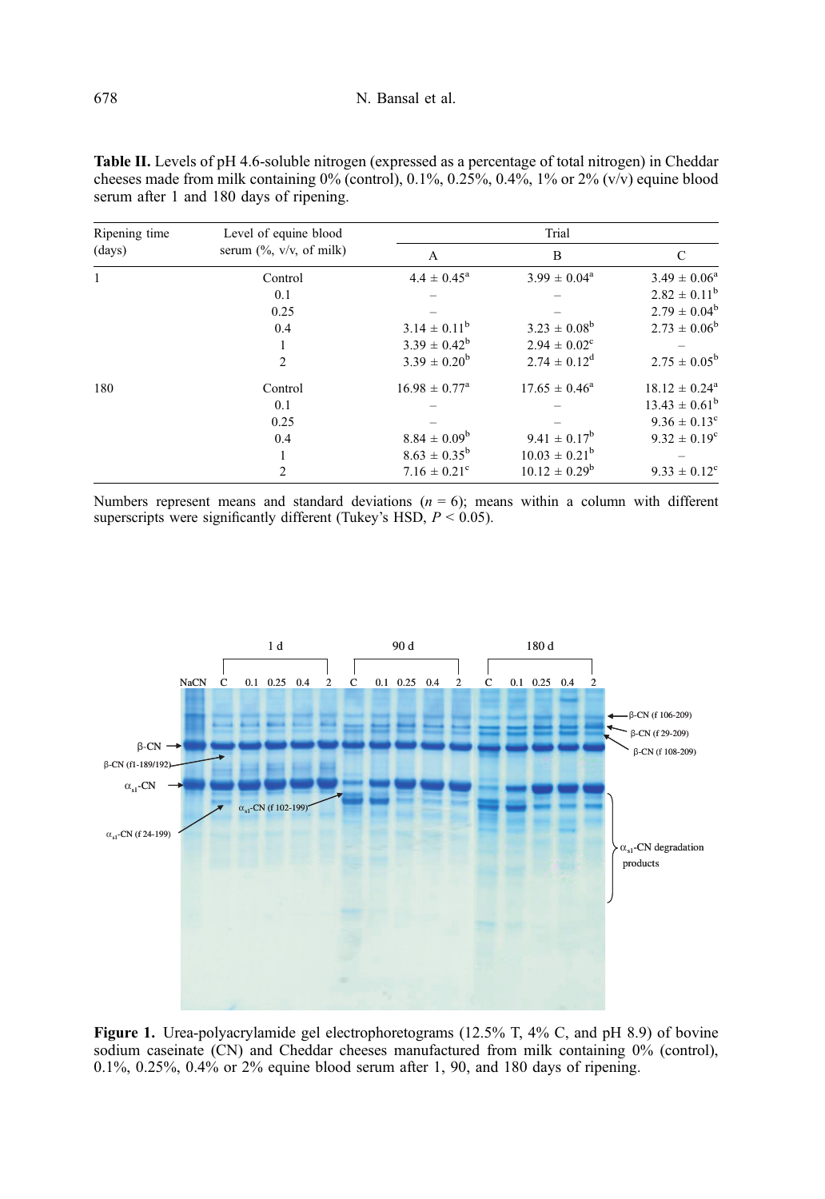**Table II.** Levels of pH 4.6-soluble nitrogen (expressed as a percentage of total nitrogen) in Cheddar cheeses made from milk containing 0% (control), 0.1%, 0.25%, 0.4%, 1% or 2% (v/v) equine blood serum after 1 and 180 days of ripening.

| Ripening time (days) | Level of equine blood serum (%, v/v, of milk) | Trial | | |
|---|---|---|---|---|
| | | A | B | C |
| 1 | Control | 4.4 ± 0.45[a] | 3.99 ± 0.04[a] | 3.49 ± 0.06[a] |
| | 0.1 | – | – | 2.82 ± 0.11[b] |
| | 0.25 | – | – | 2.79 ± 0.04[b] |
| | 0.4 | 3.14 ± 0.11[b] | 3.23 ± 0.08[b] | 2.73 ± 0.06[b] |
| | 1 | 3.39 ± 0.42[b] | 2.94 ± 0.02[c] | – |
| | 2 | 3.39 ± 0.20[b] | 2.74 ± 0.12[d] | 2.75 ± 0.05[b] |
| 180 | Control | 16.98 ± 0.77[a] | 17.65 ± 0.46[a] | 18.12 ± 0.24[a] |
| | 0.1 | – | – | 13.43 ± 0.61[b] |
| | 0.25 | – | – | 9.36 ± 0.13[c] |
| | 0.4 | 8.84 ± 0.09[b] | 9.41 ± 0.17[b] | 9.32 ± 0.19[c] |
| | 1 | 8.63 ± 0.35[b] | 10.03 ± 0.21[b] | – |
| | 2 | 7.16 ± 0.21[c] | 10.12 ± 0.29[b] | 9.33 ± 0.12[c] |

Numbers represent means and standard deviations ($n = 6$); means within a column with different superscripts were significantly different (Tukey's HSD, $P < 0.05$).

**Figure 1.** Urea-polyacrylamide gel electrophoretograms (12.5% T, 4% C, and pH 8.9) of bovine sodium caseinate (CN) and Cheddar cheeses manufactured from milk containing 0% (control), 0.1%, 0.25%, 0.4% or 2% equine blood serum after 1, 90, and 180 days of ripening.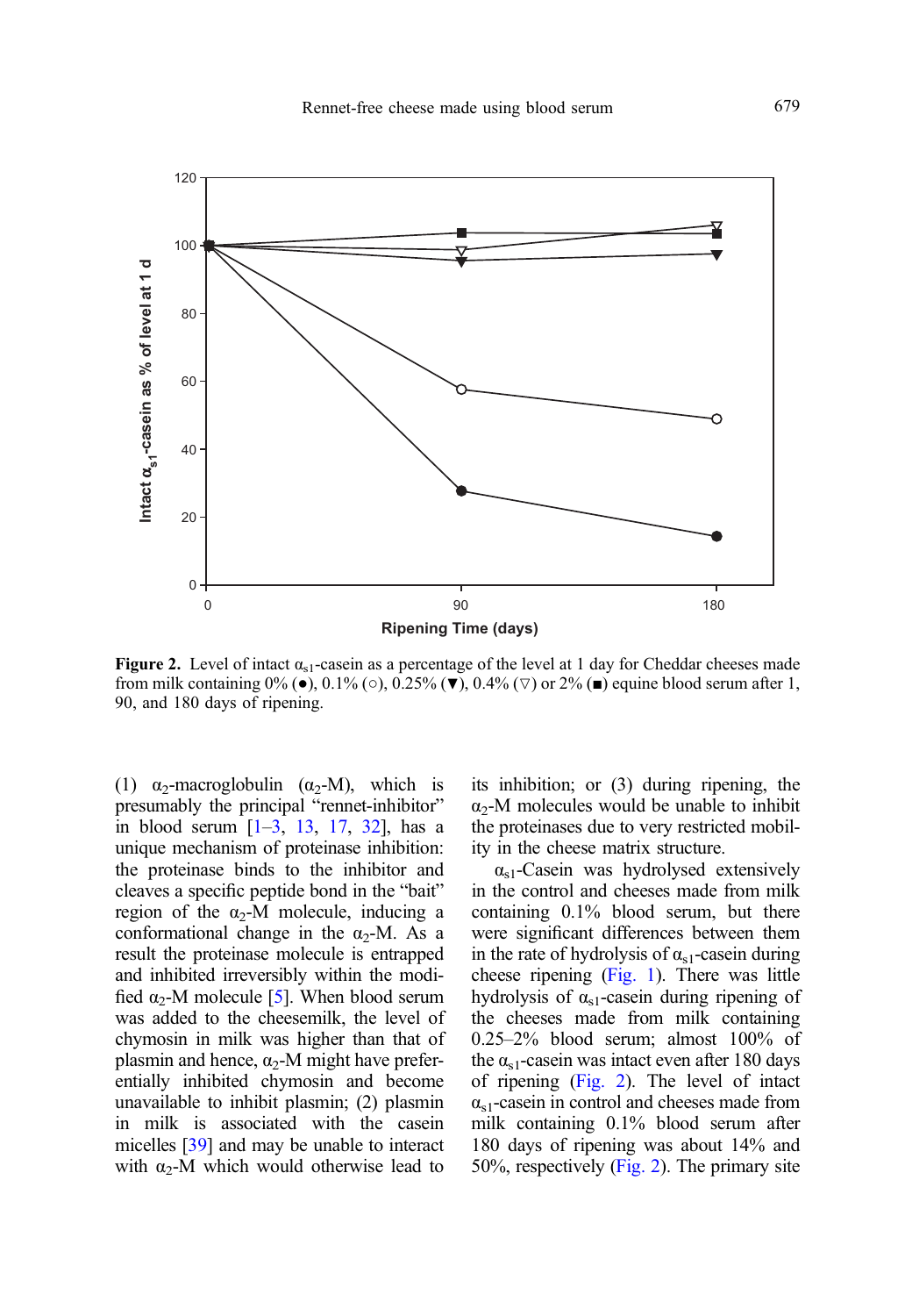**Figure 2.** Level of intact $\alpha_{s1}$-casein as a percentage of the level at 1 day for Cheddar cheeses made from milk containing 0% (●), 0.1% (○), 0.25% (▼), 0.4% (▽) or 2% (■) equine blood serum after 1, 90, and 180 days of ripening.

(1) $\alpha_2$-macroglobulin ($\alpha_2$-M), which is presumably the principal "rennet-inhibitor" in blood serum [1–3, 13, 17, 32], has a unique mechanism of proteinase inhibition: the proteinase binds to the inhibitor and cleaves a specific peptide bond in the "bait" region of the $\alpha_2$-M molecule, inducing a conformational change in the $\alpha_2$-M. As a result the proteinase molecule is entrapped and inhibited irreversibly within the modified $\alpha_2$-M molecule [5]. When blood serum was added to the cheesemilk, the level of chymosin in milk was higher than that of plasmin and hence, $\alpha_2$-M might have preferentially inhibited chymosin and become unavailable to inhibit plasmin; (2) plasmin in milk is associated with the casein micelles [39] and may be unable to interact with $\alpha_2$-M which would otherwise lead to its inhibition; or (3) during ripening, the $\alpha_2$-M molecules would be unable to inhibit the proteinases due to very restricted mobility in the cheese matrix structure.

$\alpha_{s1}$-Casein was hydrolysed extensively in the control and cheeses made from milk containing 0.1% blood serum, but there were significant differences between them in the rate of hydrolysis of $\alpha_{s1}$-casein during cheese ripening (Fig. 1). There was little hydrolysis of $\alpha_{s1}$-casein during ripening of the cheeses made from milk containing 0.25–2% blood serum; almost 100% of the $\alpha_{s1}$-casein was intact even after 180 days of ripening (Fig. 2). The level of intact $\alpha_{s1}$-casein in control and cheeses made from milk containing 0.1% blood serum after 180 days of ripening was about 14% and 50%, respectively (Fig. 2). The primary site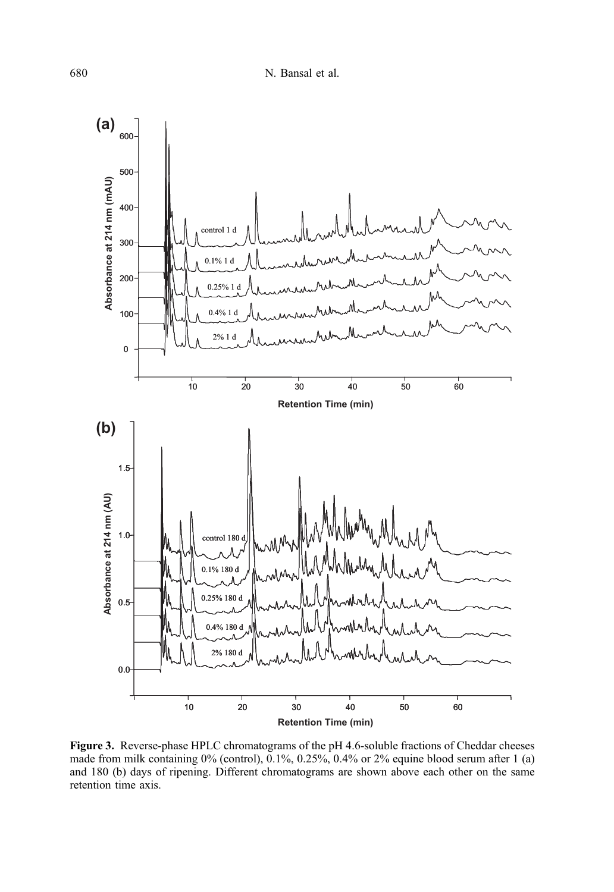**Figure 3.** Reverse-phase HPLC chromatograms of the pH 4.6-soluble fractions of Cheddar cheeses made from milk containing 0% (control), 0.1%, 0.25%, 0.4% or 2% equine blood serum after 1 (a) and 180 (b) days of ripening. Different chromatograms are shown above each other on the same retention time axis.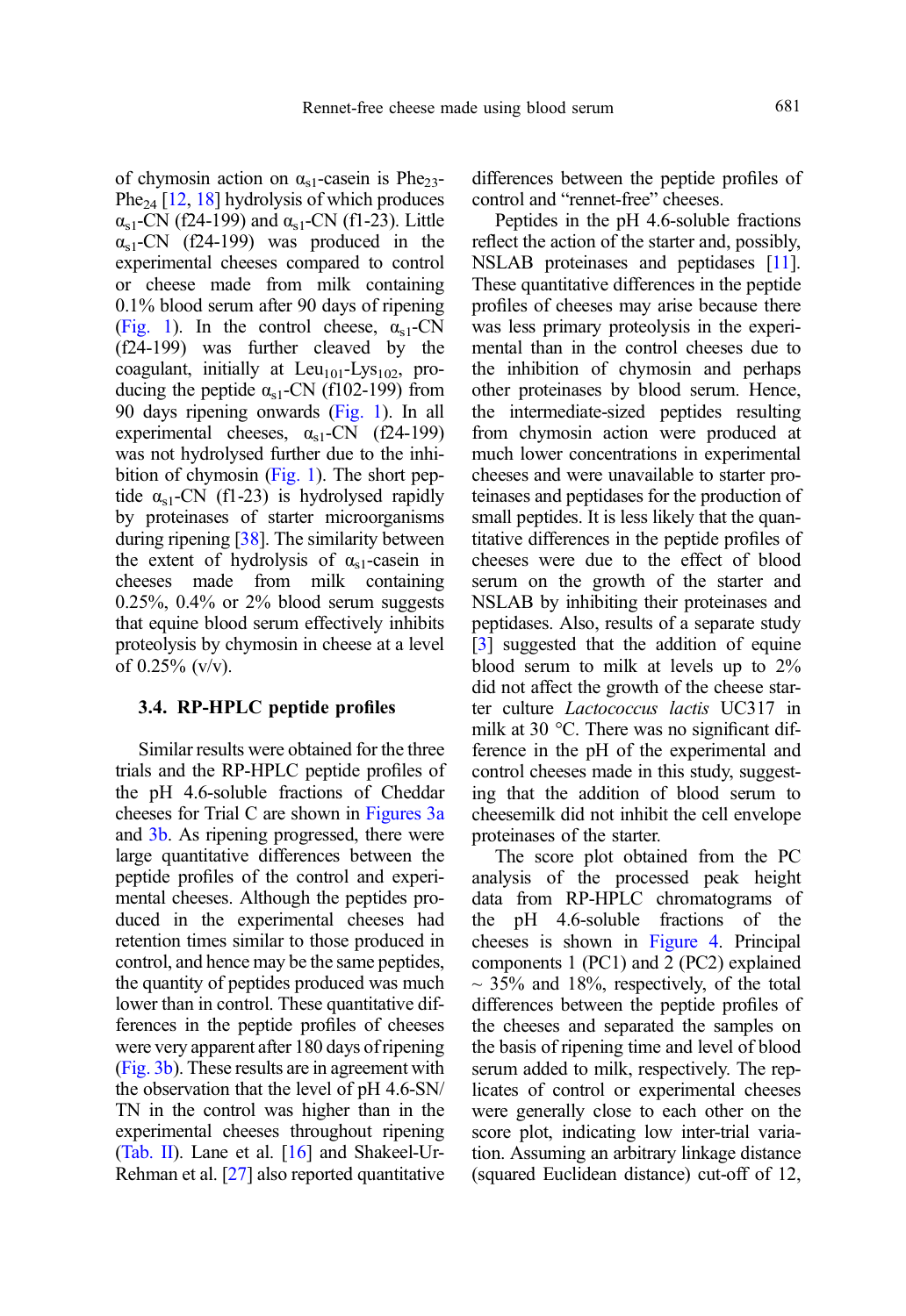of chymosin action on $\alpha_{s1}$-casein is $Phe_{23}$-$Phe_{24}$ [12, 18] hydrolysis of which produces $\alpha_{s1}$-CN (f24-199) and $\alpha_{s1}$-CN (f1-23). Little $\alpha_{s1}$-CN (f24-199) was produced in the experimental cheeses compared to control or cheese made from milk containing 0.1% blood serum after 90 days of ripening (Fig. 1). In the control cheese, $\alpha_{s1}$-CN (f24-199) was further cleaved by the coagulant, initially at $Leu_{101}$-$Lys_{102}$, producing the peptide $\alpha_{s1}$-CN (f102-199) from 90 days ripening onwards (Fig. 1). In all experimental cheeses, $\alpha_{s1}$-CN (f24-199) was not hydrolysed further due to the inhibition of chymosin (Fig. 1). The short peptide $\alpha_{s1}$-CN (f1-23) is hydrolysed rapidly by proteinases of starter microorganisms during ripening [38]. The similarity between the extent of hydrolysis of $\alpha_{s1}$-casein in cheeses made from milk containing 0.25%, 0.4% or 2% blood serum suggests that equine blood serum effectively inhibits proteolysis by chymosin in cheese at a level of 0.25% (v/v).

### 3.4. RP-HPLC peptide profiles

Similar results were obtained for the three trials and the RP-HPLC peptide profiles of the pH 4.6-soluble fractions of Cheddar cheeses for Trial C are shown in Figures 3a and 3b. As ripening progressed, there were large quantitative differences between the peptide profiles of the control and experimental cheeses. Although the peptides produced in the experimental cheeses had retention times similar to those produced in control, and hence may be the same peptides, the quantity of peptides produced was much lower than in control. These quantitative differences in the peptide profiles of cheeses were very apparent after 180 days of ripening (Fig. 3b). These results are in agreement with the observation that the level of pH 4.6-SN/TN in the control was higher than in the experimental cheeses throughout ripening (Tab. II). Lane et al. [16] and Shakeel-Ur-Rehman et al. [27] also reported quantitative differences between the peptide profiles of control and "rennet-free" cheeses.

Peptides in the pH 4.6-soluble fractions reflect the action of the starter and, possibly, NSLAB proteinases and peptidases [11]. These quantitative differences in the peptide profiles of cheeses may arise because there was less primary proteolysis in the experimental than in the control cheeses due to the inhibition of chymosin and perhaps other proteinases by blood serum. Hence, the intermediate-sized peptides resulting from chymosin action were produced at much lower concentrations in experimental cheeses and were unavailable to starter proteinases and peptidases for the production of small peptides. It is less likely that the quantitative differences in the peptide profiles of cheeses were due to the effect of blood serum on the growth of the starter and NSLAB by inhibiting their proteinases and peptidases. Also, results of a separate study [3] suggested that the addition of equine blood serum to milk at levels up to 2% did not affect the growth of the cheese starter culture *Lactococcus lactis* UC317 in milk at 30 °C. There was no significant difference in the pH of the experimental and control cheeses made in this study, suggesting that the addition of blood serum to cheesemilk did not inhibit the cell envelope proteinases of the starter.

The score plot obtained from the PC analysis of the processed peak height data from RP-HPLC chromatograms of the pH 4.6-soluble fractions of the cheeses is shown in Figure 4. Principal components 1 (PC1) and 2 (PC2) explained ~ 35% and 18%, respectively, of the total differences between the peptide profiles of the cheeses and separated the samples on the basis of ripening time and level of blood serum added to milk, respectively. The replicates of control or experimental cheeses were generally close to each other on the score plot, indicating low inter-trial variation. Assuming an arbitrary linkage distance (squared Euclidean distance) cut-off of 12,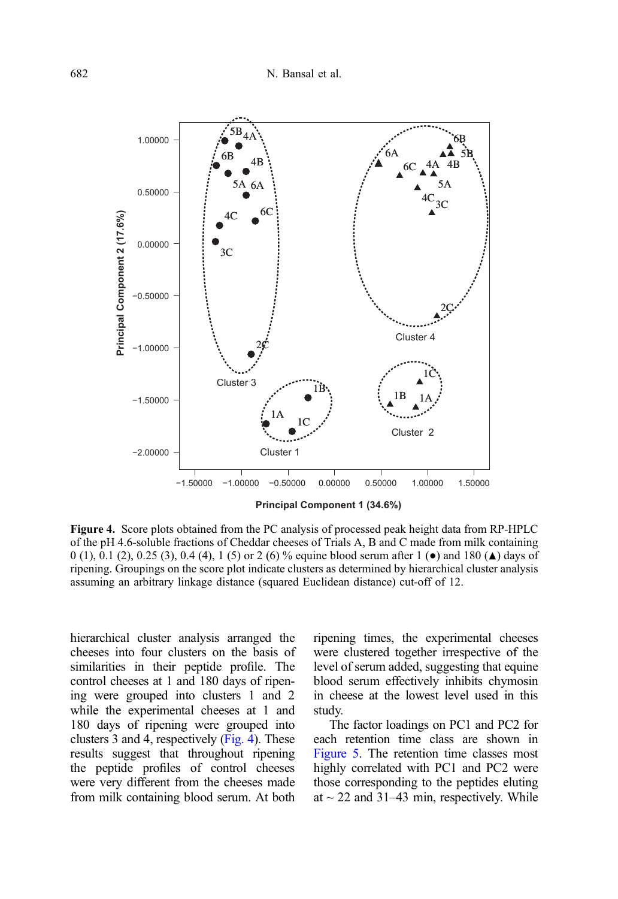Figure 4. Score plots obtained from the PC analysis of processed peak height data from RP-HPLC of the pH 4.6-soluble fractions of Cheddar cheeses of Trials A, B and C made from milk containing 0 (1), 0.1 (2), 0.25 (3), 0.4 (4), 1 (5) or 2 (6) % equine blood serum after 1 (●) and 180 (▲) days of ripening. Groupings on the score plot indicate clusters as determined by hierarchical cluster analysis assuming an arbitrary linkage distance (squared Euclidean distance) cut-off of 12.

hierarchical cluster analysis arranged the cheeses into four clusters on the basis of similarities in their peptide profile. The control cheeses at 1 and 180 days of ripening were grouped into clusters 1 and 2 while the experimental cheeses at 1 and 180 days of ripening were grouped into clusters 3 and 4, respectively (Fig. 4). These results suggest that throughout ripening the peptide profiles of control cheeses were very different from the cheeses made from milk containing blood serum. At both ripening times, the experimental cheeses were clustered together irrespective of the level of serum added, suggesting that equine blood serum effectively inhibits chymosin in cheese at the lowest level used in this study.

The factor loadings on PC1 and PC2 for each retention time class are shown in Figure 5. The retention time classes most highly correlated with PC1 and PC2 were those corresponding to the peptides eluting at ~ 22 and 31–43 min, respectively. While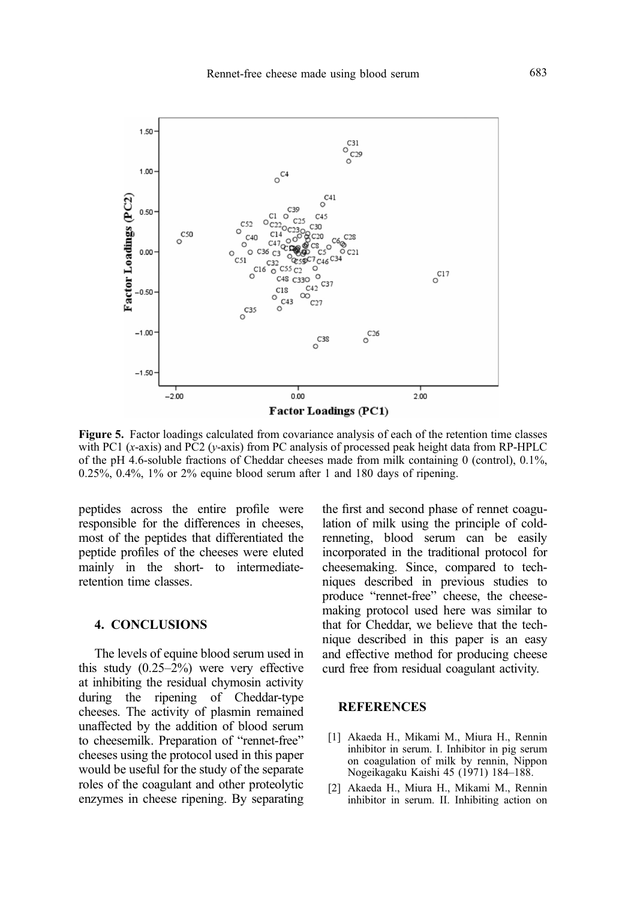Figure 5. Factor loadings calculated from covariance analysis of each of the retention time classes with PC1 (x-axis) and PC2 (y-axis) from PC analysis of processed peak height data from RP-HPLC of the pH 4.6-soluble fractions of Cheddar cheeses made from milk containing 0 (control), 0.1%, 0.25%, 0.4%, 1% or 2% equine blood serum after 1 and 180 days of ripening.

peptides across the entire profile were responsible for the differences in cheeses, most of the peptides that differentiated the peptide profiles of the cheeses were eluted mainly in the short- to intermediate-retention time classes.

## 4. CONCLUSIONS

The levels of equine blood serum used in this study (0.25–2%) were very effective at inhibiting the residual chymosin activity during the ripening of Cheddar-type cheeses. The activity of plasmin remained unaffected by the addition of blood serum to cheesemilk. Preparation of "rennet-free" cheeses using the protocol used in this paper would be useful for the study of the separate roles of the coagulant and other proteolytic enzymes in cheese ripening. By separating the first and second phase of rennet coagulation of milk using the principle of cold-renneting, blood serum can be easily incorporated in the traditional protocol for cheesemaking. Since, compared to techniques described in previous studies to produce "rennet-free" cheese, the cheesemaking protocol used here was similar to that for Cheddar, we believe that the technique described in this paper is an easy and effective method for producing cheese curd free from residual coagulant activity.

## REFERENCES

[1] Akaeda H., Mikami M., Miura H., Rennin inhibitor in serum. I. Inhibitor in pig serum on coagulation of milk by rennin, Nippon Nogeikagaku Kaishi 45 (1971) 184–188.

[2] Akaeda H., Miura H., Mikami M., Rennin inhibitor in serum. II. Inhibiting action on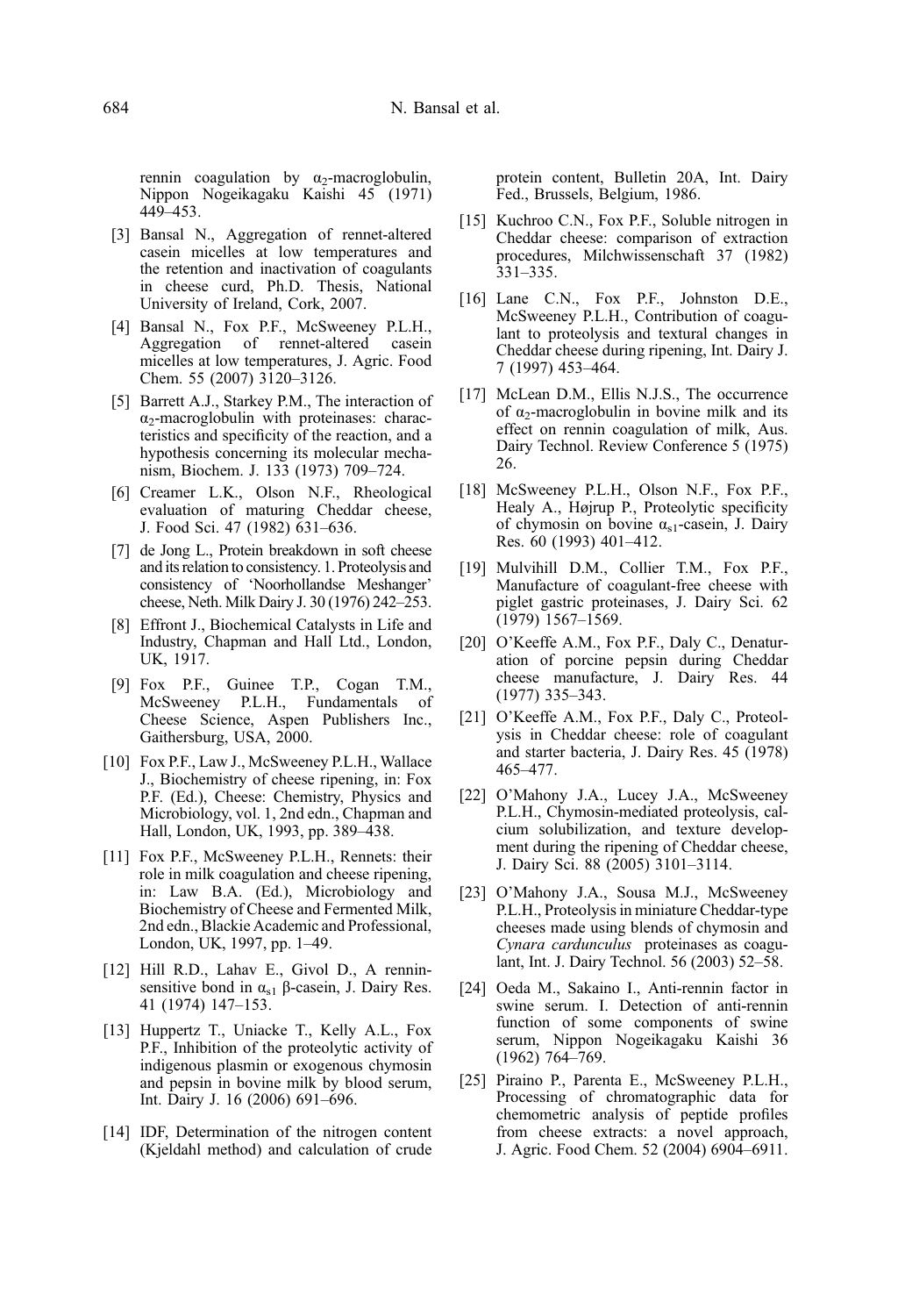rennin coagulation by $\alpha_2$-macroglobulin, Nippon Nogeikagaku Kaishi 45 (1971) 449–453.

[3] Bansal N., Aggregation of rennet-altered casein micelles at low temperatures and the retention and inactivation of coagulants in cheese curd, Ph.D. Thesis, National University of Ireland, Cork, 2007.

[4] Bansal N., Fox P.F., McSweeney P.L.H., Aggregation of rennet-altered casein micelles at low temperatures, J. Agric. Food Chem. 55 (2007) 3120–3126.

[5] Barrett A.J., Starkey P.M., The interaction of $\alpha_2$-macroglobulin with proteinases: characteristics and specificity of the reaction, and a hypothesis concerning its molecular mechanism, Biochem. J. 133 (1973) 709–724.

[6] Creamer L.K., Olson N.F., Rheological evaluation of maturing Cheddar cheese, J. Food Sci. 47 (1982) 631–636.

[7] de Jong L., Protein breakdown in soft cheese and its relation to consistency. 1. Proteolysis and consistency of 'Noorhollandse Meshanger' cheese, Neth. Milk Dairy J. 30 (1976) 242–253.

[8] Effront J., Biochemical Catalysts in Life and Industry, Chapman and Hall Ltd., London, UK, 1917.

[9] Fox P.F., Guinee T.P., Cogan T.M., McSweeney P.L.H., Fundamentals of Cheese Science, Aspen Publishers Inc., Gaithersburg, USA, 2000.

[10] Fox P.F., Law J., McSweeney P.L.H., Wallace J., Biochemistry of cheese ripening, in: Fox P.F. (Ed.), Cheese: Chemistry, Physics and Microbiology, vol. 1, 2nd edn., Chapman and Hall, London, UK, 1993, pp. 389–438.

[11] Fox P.F., McSweeney P.L.H., Rennets: their role in milk coagulation and cheese ripening, in: Law B.A. (Ed.), Microbiology and Biochemistry of Cheese and Fermented Milk, 2nd edn., Blackie Academic and Professional, London, UK, 1997, pp. 1–49.

[12] Hill R.D., Lahav E., Givol D., A rennin-sensitive bond in $\alpha_{s1}$ β-casein, J. Dairy Res. 41 (1974) 147–153.

[13] Huppertz T., Uniacke T., Kelly A.L., Fox P.F., Inhibition of the proteolytic activity of indigenous plasmin or exogenous chymosin and pepsin in bovine milk by blood serum, Int. Dairy J. 16 (2006) 691–696.

[14] IDF, Determination of the nitrogen content (Kjeldahl method) and calculation of crude protein content, Bulletin 20A, Int. Dairy Fed., Brussels, Belgium, 1986.

[15] Kuchroo C.N., Fox P.F., Soluble nitrogen in Cheddar cheese: comparison of extraction procedures, Milchwissenschaft 37 (1982) 331–335.

[16] Lane C.N., Fox P.F., Johnston D.E., McSweeney P.L.H., Contribution of coagulant to proteolysis and textural changes in Cheddar cheese during ripening, Int. Dairy J. 7 (1997) 453–464.

[17] McLean D.M., Ellis N.J.S., The occurrence of $\alpha_2$-macroglobulin in bovine milk and its effect on rennin coagulation of milk, Aus. Dairy Technol. Review Conference 5 (1975) 26.

[18] McSweeney P.L.H., Olson N.F., Fox P.F., Healy A., Højrup P., Proteolytic specificity of chymosin on bovine $\alpha_{s1}$-casein, J. Dairy Res. 60 (1993) 401–412.

[19] Mulvihill D.M., Collier T.M., Fox P.F., Manufacture of coagulant-free cheese with piglet gastric proteinases, J. Dairy Sci. 62 (1979) 1567–1569.

[20] O'Keeffe A.M., Fox P.F., Daly C., Denaturation of porcine pepsin during Cheddar cheese manufacture, J. Dairy Res. 44 (1977) 335–343.

[21] O'Keeffe A.M., Fox P.F., Daly C., Proteolysis in Cheddar cheese: role of coagulant and starter bacteria, J. Dairy Res. 45 (1978) 465–477.

[22] O'Mahony J.A., Lucey J.A., McSweeney P.L.H., Chymosin-mediated proteolysis, calcium solubilization, and texture development during the ripening of Cheddar cheese, J. Dairy Sci. 88 (2005) 3101–3114.

[23] O'Mahony J.A., Sousa M.J., McSweeney P.L.H., Proteolysis in miniature Cheddar-type cheeses made using blends of chymosin and *Cynara cardunculus* proteinases as coagulant, Int. J. Dairy Technol. 56 (2003) 52–58.

[24] Oeda M., Sakaino I., Anti-rennin factor in swine serum. I. Detection of anti-rennin function of some components of swine serum, Nippon Nogeikagaku Kaishi 36 (1962) 764–769.

[25] Piraino P., Parenta E., McSweeney P.L.H., Processing of chromatographic data for chemometric analysis of peptide profiles from cheese extracts: a novel approach, J. Agric. Food Chem. 52 (2004) 6904–6911.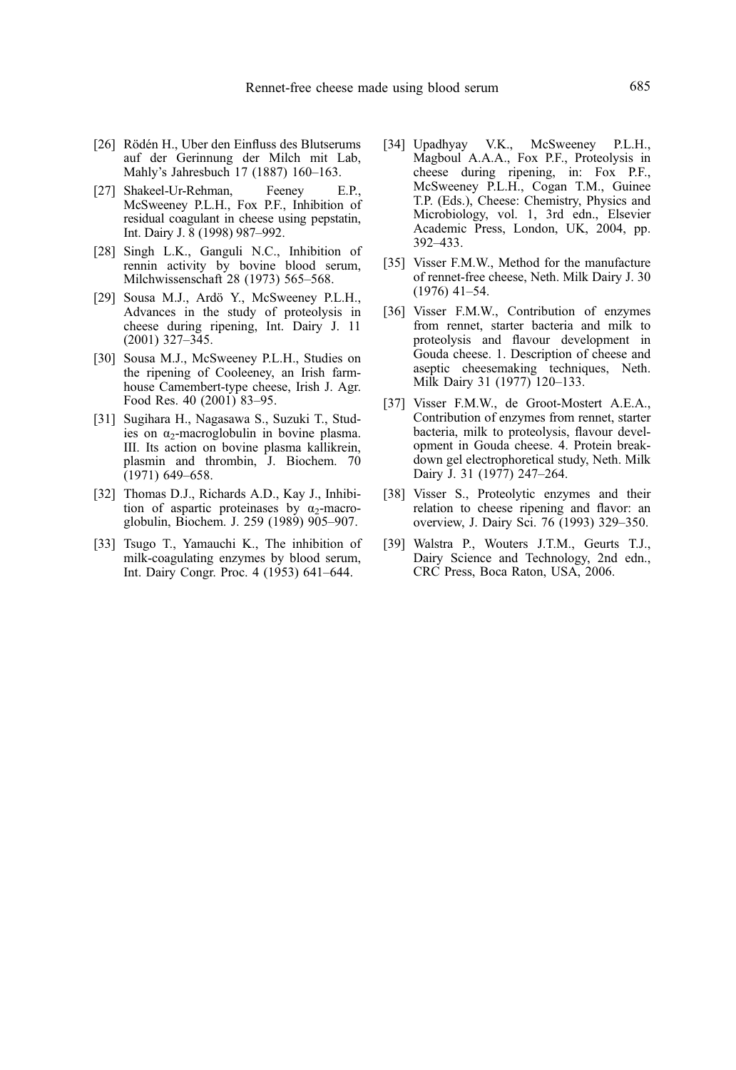[26] Rödén H., Uber den Einfluss des Blutserums auf der Gerinnung der Milch mit Lab, Mahly's Jahresbuch 17 (1887) 160–163.

[27] Shakeel-Ur-Rehman, Feeney E.P., McSweeney P.L.H., Fox P.F., Inhibition of residual coagulant in cheese using pepstatin, Int. Dairy J. 8 (1998) 987–992.

[28] Singh L.K., Ganguli N.C., Inhibition of rennin activity by bovine blood serum, Milchwissenschaft 28 (1973) 565–568.

[29] Sousa M.J., Ardö Y., McSweeney P.L.H., Advances in the study of proteolysis in cheese during ripening, Int. Dairy J. 11 (2001) 327–345.

[30] Sousa M.J., McSweeney P.L.H., Studies on the ripening of Cooleeney, an Irish farmhouse Camembert-type cheese, Irish J. Agr. Food Res. 40 (2001) 83–95.

[31] Sugihara H., Nagasawa S., Suzuki T., Studies on $\alpha_2$-macroglobulin in bovine plasma. III. Its action on bovine plasma kallikrein, plasmin and thrombin, J. Biochem. 70 (1971) 649–658.

[32] Thomas D.J., Richards A.D., Kay J., Inhibition of aspartic proteinases by $\alpha_2$-macroglobulin, Biochem. J. 259 (1989) 905–907.

[33] Tsugo T., Yamauchi K., The inhibition of milk-coagulating enzymes by blood serum, Int. Dairy Congr. Proc. 4 (1953) 641–644.

[34] Upadhyay V.K., McSweeney P.L.H., Magboul A.A.A., Fox P.F., Proteolysis in cheese during ripening, in: Fox P.F., McSweeney P.L.H., Cogan T.M., Guinee T.P. (Eds.), Cheese: Chemistry, Physics and Microbiology, vol. 1, 3rd edn., Elsevier Academic Press, London, UK, 2004, pp. 392–433.

[35] Visser F.M.W., Method for the manufacture of rennet-free cheese, Neth. Milk Dairy J. 30 (1976) 41–54.

[36] Visser F.M.W., Contribution of enzymes from rennet, starter bacteria and milk to proteolysis and flavour development in Gouda cheese. 1. Description of cheese and aseptic cheesemaking techniques, Neth. Milk Dairy J. 31 (1977) 120–133.

[37] Visser F.M.W., de Groot-Mostert A.E.A., Contribution of enzymes from rennet, starter bacteria, milk to proteolysis, flavour development in Gouda cheese. 4. Protein breakdown gel electrophoretical study, Neth. Milk Dairy J. 31 (1977) 247–264.

[38] Visser S., Proteolytic enzymes and their relation to cheese ripening and flavor: an overview, J. Dairy Sci. 76 (1993) 329–350.

[39] Walstra P., Wouters J.T.M., Geurts T.J., Dairy Science and Technology, 2nd edn., CRC Press, Boca Raton, USA, 2006.